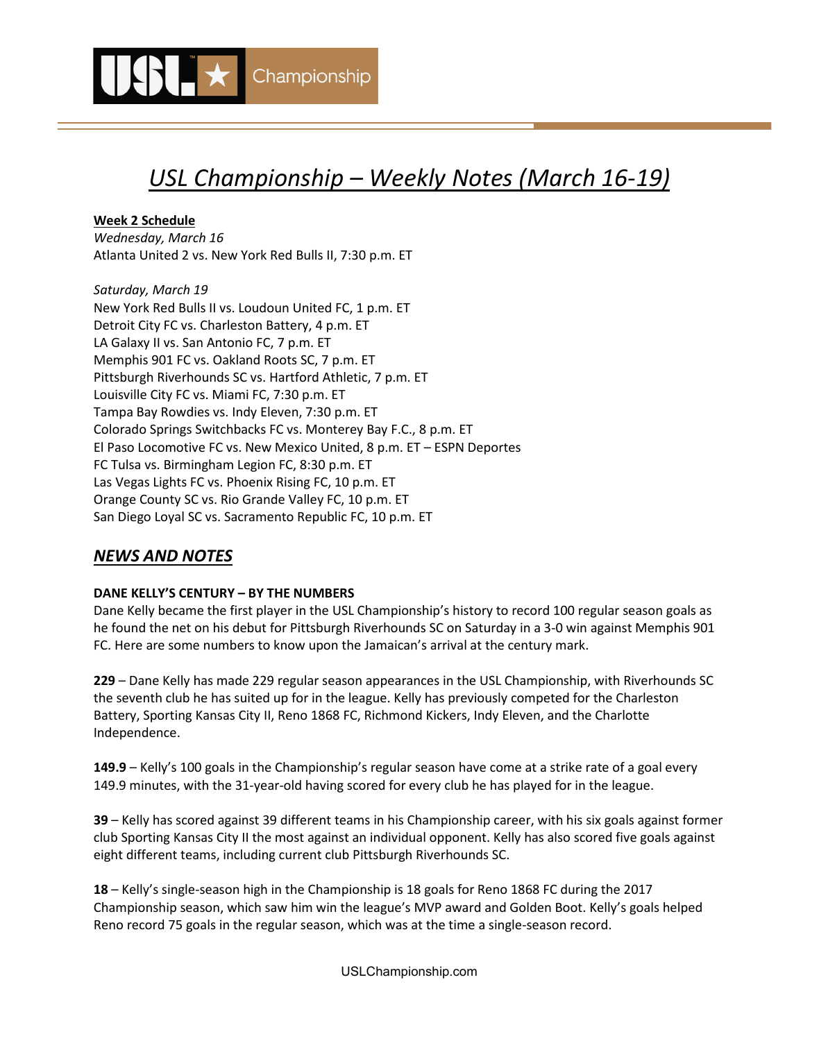# *USL Championship – Weekly Notes (March 16-19)*

**Week 2 Schedule**

*Wednesday, March 16*
Atlanta United 2 vs. New York Red Bulls II, 7:30 p.m. ET

*Saturday, March 19*
New York Red Bulls II vs. Loudoun United FC, 1 p.m. ET
Detroit City FC vs. Charleston Battery, 4 p.m. ET
LA Galaxy II vs. San Antonio FC, 7 p.m. ET
Memphis 901 FC vs. Oakland Roots SC, 7 p.m. ET
Pittsburgh Riverhounds SC vs. Hartford Athletic, 7 p.m. ET
Louisville City FC vs. Miami FC, 7:30 p.m. ET
Tampa Bay Rowdies vs. Indy Eleven, 7:30 p.m. ET
Colorado Springs Switchbacks FC vs. Monterey Bay F.C., 8 p.m. ET
El Paso Locomotive FC vs. New Mexico United, 8 p.m. ET – ESPN Deportes
FC Tulsa vs. Birmingham Legion FC, 8:30 p.m. ET
Las Vegas Lights FC vs. Phoenix Rising FC, 10 p.m. ET
Orange County SC vs. Rio Grande Valley FC, 10 p.m. ET
San Diego Loyal SC vs. Sacramento Republic FC, 10 p.m. ET

## *NEWS AND NOTES*

**DANE KELLY'S CENTURY – BY THE NUMBERS**

Dane Kelly became the first player in the USL Championship's history to record 100 regular season goals as he found the net on his debut for Pittsburgh Riverhounds SC on Saturday in a 3-0 win against Memphis 901 FC. Here are some numbers to know upon the Jamaican's arrival at the century mark.

**229** – Dane Kelly has made 229 regular season appearances in the USL Championship, with Riverhounds SC the seventh club he has suited up for in the league. Kelly has previously competed for the Charleston Battery, Sporting Kansas City II, Reno 1868 FC, Richmond Kickers, Indy Eleven, and the Charlotte Independence.

**149.9** – Kelly's 100 goals in the Championship's regular season have come at a strike rate of a goal every 149.9 minutes, with the 31-year-old having scored for every club he has played for in the league.

**39** – Kelly has scored against 39 different teams in his Championship career, with his six goals against former club Sporting Kansas City II the most against an individual opponent. Kelly has also scored five goals against eight different teams, including current club Pittsburgh Riverhounds SC.

**18** – Kelly's single-season high in the Championship is 18 goals for Reno 1868 FC during the 2017 Championship season, which saw him win the league's MVP award and Golden Boot. Kelly's goals helped Reno record 75 goals in the regular season, which was at the time a single-season record.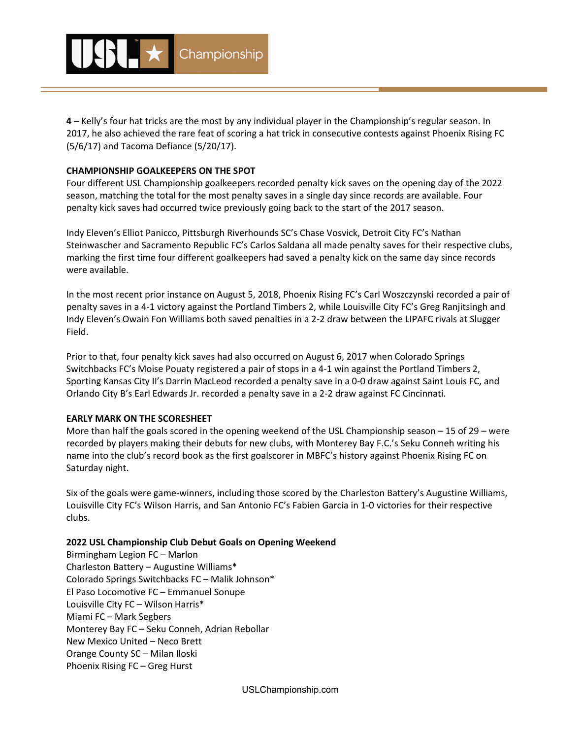**4** – Kelly's four hat tricks are the most by any individual player in the Championship's regular season. In 2017, he also achieved the rare feat of scoring a hat trick in consecutive contests against Phoenix Rising FC (5/6/17) and Tacoma Defiance (5/20/17).

**CHAMPIONSHIP GOALKEEPERS ON THE SPOT**

Four different USL Championship goalkeepers recorded penalty kick saves on the opening day of the 2022 season, matching the total for the most penalty saves in a single day since records are available. Four penalty kick saves had occurred twice previously going back to the start of the 2017 season.

Indy Eleven's Elliot Panicco, Pittsburgh Riverhounds SC's Chase Vosvick, Detroit City FC's Nathan Steinwascher and Sacramento Republic FC's Carlos Saldana all made penalty saves for their respective clubs, marking the first time four different goalkeepers had saved a penalty kick on the same day since records were available.

In the most recent prior instance on August 5, 2018, Phoenix Rising FC's Carl Woszczynski recorded a pair of penalty saves in a 4-1 victory against the Portland Timbers 2, while Louisville City FC's Greg Ranjitsingh and Indy Eleven's Owain Fon Williams both saved penalties in a 2-2 draw between the LIPAFC rivals at Slugger Field.

Prior to that, four penalty kick saves had also occurred on August 6, 2017 when Colorado Springs Switchbacks FC's Moise Pouaty registered a pair of stops in a 4-1 win against the Portland Timbers 2, Sporting Kansas City II's Darrin MacLeod recorded a penalty save in a 0-0 draw against Saint Louis FC, and Orlando City B's Earl Edwards Jr. recorded a penalty save in a 2-2 draw against FC Cincinnati.

**EARLY MARK ON THE SCORESHEET**

More than half the goals scored in the opening weekend of the USL Championship season – 15 of 29 – were recorded by players making their debuts for new clubs, with Monterey Bay F.C.'s Seku Conneh writing his name into the club's record book as the first goalscorer in MBFC's history against Phoenix Rising FC on Saturday night.

Six of the goals were game-winners, including those scored by the Charleston Battery's Augustine Williams, Louisville City FC's Wilson Harris, and San Antonio FC's Fabien Garcia in 1-0 victories for their respective clubs.

**2022 USL Championship Club Debut Goals on Opening Weekend**

Birmingham Legion FC – Marlon
Charleston Battery – Augustine Williams*
Colorado Springs Switchbacks FC – Malik Johnson*
El Paso Locomotive FC – Emmanuel Sonupe
Louisville City FC – Wilson Harris*
Miami FC – Mark Segbers
Monterey Bay FC – Seku Conneh, Adrian Rebollar
New Mexico United – Neco Brett
Orange County SC – Milan Iloski
Phoenix Rising FC – Greg Hurst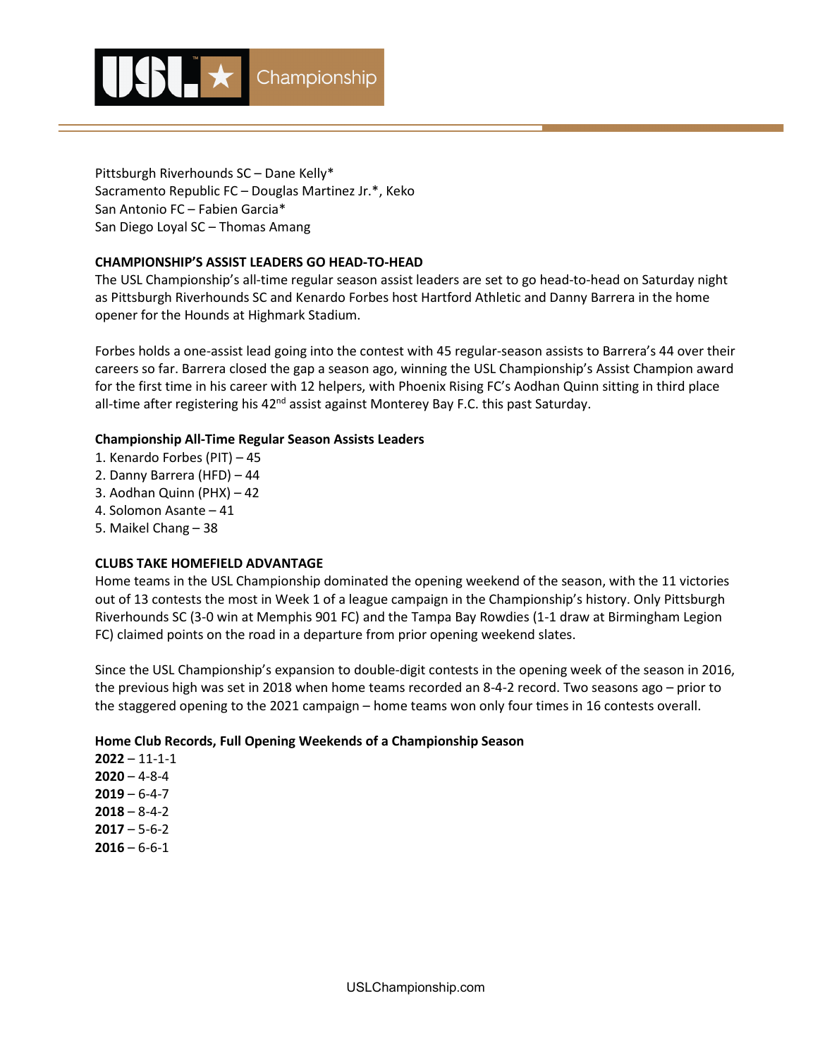Pittsburgh Riverhounds SC – Dane Kelly*
Sacramento Republic FC – Douglas Martinez Jr.*, Keko
San Antonio FC – Fabien Garcia*
San Diego Loyal SC – Thomas Amang

**CHAMPIONSHIP'S ASSIST LEADERS GO HEAD-TO-HEAD**

The USL Championship's all-time regular season assist leaders are set to go head-to-head on Saturday night as Pittsburgh Riverhounds SC and Kenardo Forbes host Hartford Athletic and Danny Barrera in the home opener for the Hounds at Highmark Stadium.

Forbes holds a one-assist lead going into the contest with 45 regular-season assists to Barrera's 44 over their careers so far. Barrera closed the gap a season ago, winning the USL Championship's Assist Champion award for the first time in his career with 12 helpers, with Phoenix Rising FC's Aodhan Quinn sitting in third place all-time after registering his 42nd assist against Monterey Bay F.C. this past Saturday.

**Championship All-Time Regular Season Assists Leaders**

1. Kenardo Forbes (PIT) – 45
2. Danny Barrera (HFD) – 44
3. Aodhan Quinn (PHX) – 42
4. Solomon Asante – 41
5. Maikel Chang – 38

**CLUBS TAKE HOMEFIELD ADVANTAGE**

Home teams in the USL Championship dominated the opening weekend of the season, with the 11 victories out of 13 contests the most in Week 1 of a league campaign in the Championship's history. Only Pittsburgh Riverhounds SC (3-0 win at Memphis 901 FC) and the Tampa Bay Rowdies (1-1 draw at Birmingham Legion FC) claimed points on the road in a departure from prior opening weekend slates.

Since the USL Championship's expansion to double-digit contests in the opening week of the season in 2016, the previous high was set in 2018 when home teams recorded an 8-4-2 record. Two seasons ago – prior to the staggered opening to the 2021 campaign – home teams won only four times in 16 contests overall.

**Home Club Records, Full Opening Weekends of a Championship Season**

**2022** – 11-1-1
**2020** – 4-8-4
**2019** – 6-4-7
**2018** – 8-4-2
**2017** – 5-6-2
**2016** – 6-6-1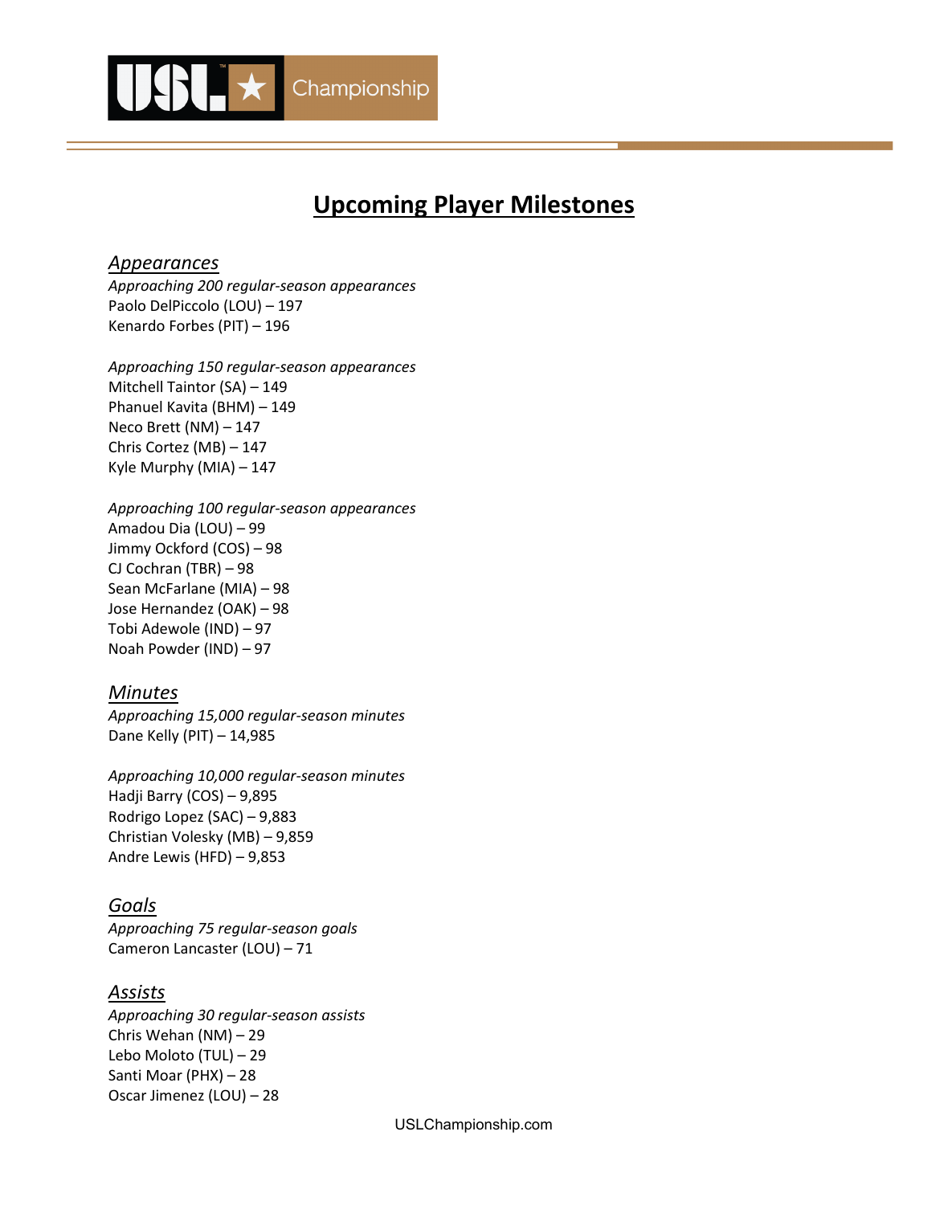# Upcoming Player Milestones

## *Appearances*

*Approaching 200 regular-season appearances*
Paolo DelPiccolo (LOU) – 197
Kenardo Forbes (PIT) – 196

*Approaching 150 regular-season appearances*
Mitchell Taintor (SA) – 149
Phanuel Kavita (BHM) – 149
Neco Brett (NM) – 147
Chris Cortez (MB) – 147
Kyle Murphy (MIA) – 147

*Approaching 100 regular-season appearances*
Amadou Dia (LOU) – 99
Jimmy Ockford (COS) – 98
CJ Cochran (TBR) – 98
Sean McFarlane (MIA) – 98
Jose Hernandez (OAK) – 98
Tobi Adewole (IND) – 97
Noah Powder (IND) – 97

## *Minutes*

*Approaching 15,000 regular-season minutes*
Dane Kelly (PIT) – 14,985

*Approaching 10,000 regular-season minutes*
Hadji Barry (COS) – 9,895
Rodrigo Lopez (SAC) – 9,883
Christian Volesky (MB) – 9,859
Andre Lewis (HFD) – 9,853

## *Goals*

*Approaching 75 regular-season goals*
Cameron Lancaster (LOU) – 71

## *Assists*

*Approaching 30 regular-season assists*
Chris Wehan (NM) – 29
Lebo Moloto (TUL) – 29
Santi Moar (PHX) – 28
Oscar Jimenez (LOU) – 28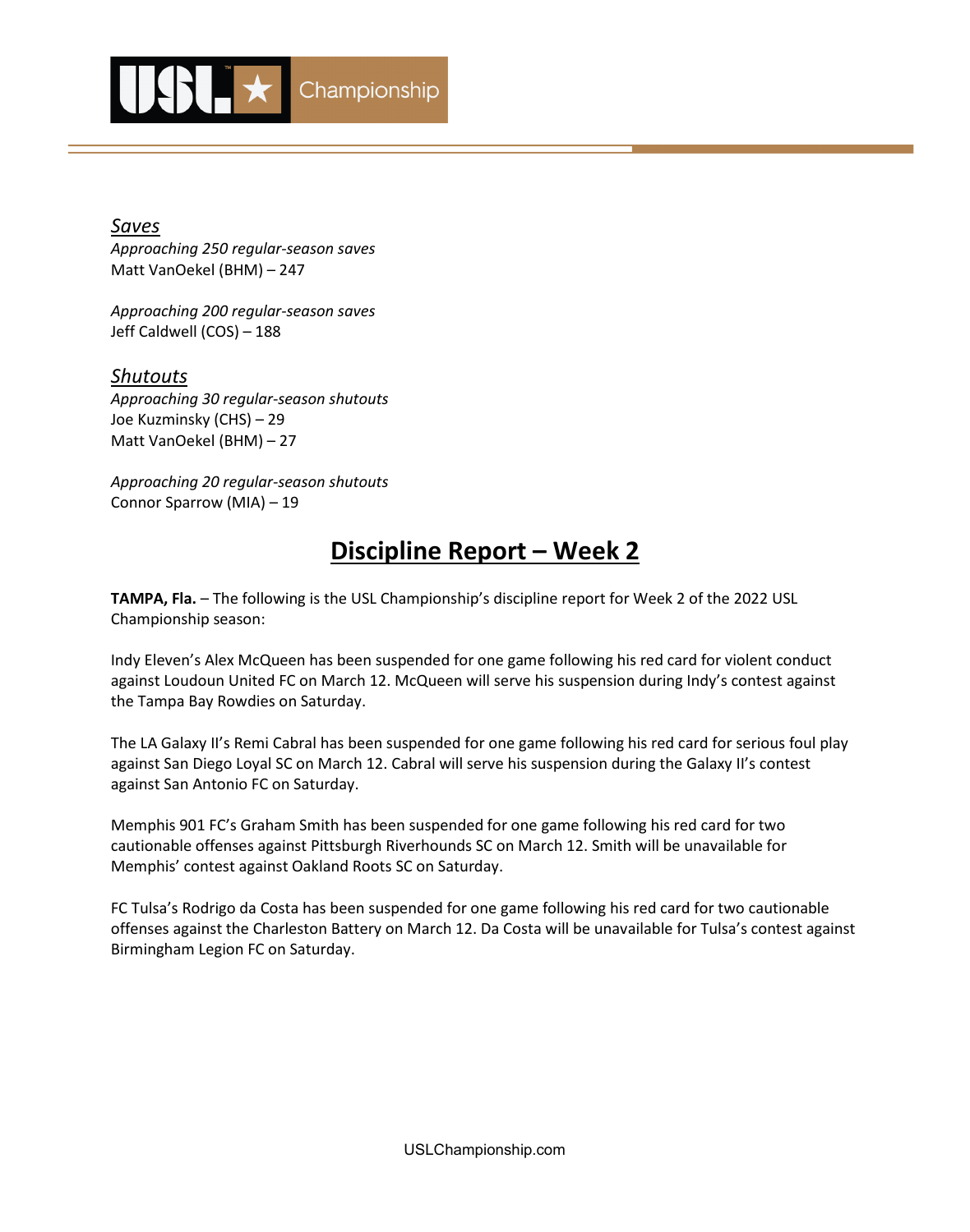### *Saves*

*Approaching 250 regular-season saves*
Matt VanOekel (BHM) – 247

*Approaching 200 regular-season saves*
Jeff Caldwell (COS) – 188

### *Shutouts*

*Approaching 30 regular-season shutouts*
Joe Kuzminsky (CHS) – 29
Matt VanOekel (BHM) – 27

*Approaching 20 regular-season shutouts*
Connor Sparrow (MIA) – 19

## Discipline Report – Week 2

**TAMPA, Fla.** – The following is the USL Championship's discipline report for Week 2 of the 2022 USL Championship season:

Indy Eleven's Alex McQueen has been suspended for one game following his red card for violent conduct against Loudoun United FC on March 12. McQueen will serve his suspension during Indy's contest against the Tampa Bay Rowdies on Saturday.

The LA Galaxy II's Remi Cabral has been suspended for one game following his red card for serious foul play against San Diego Loyal SC on March 12. Cabral will serve his suspension during the Galaxy II's contest against San Antonio FC on Saturday.

Memphis 901 FC's Graham Smith has been suspended for one game following his red card for two cautionable offenses against Pittsburgh Riverhounds SC on March 12. Smith will be unavailable for Memphis' contest against Oakland Roots SC on Saturday.

FC Tulsa's Rodrigo da Costa has been suspended for one game following his red card for two cautionable offenses against the Charleston Battery on March 12. Da Costa will be unavailable for Tulsa's contest against Birmingham Legion FC on Saturday.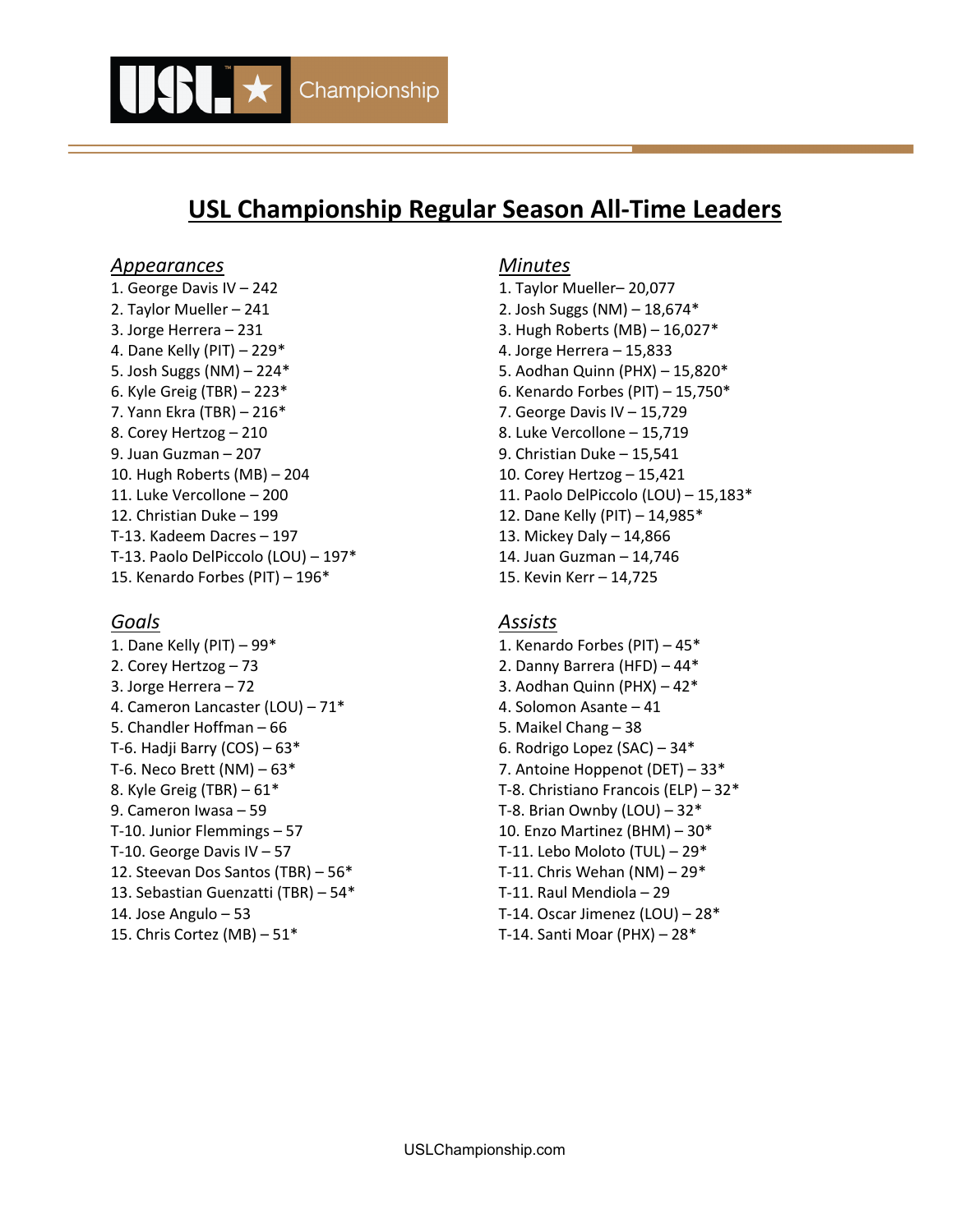# USL Championship Regular Season All-Time Leaders

## *Appearances*

1. George Davis IV – 242
2. Taylor Mueller – 241
3. Jorge Herrera – 231
4. Dane Kelly (PIT) – 229*
5. Josh Suggs (NM) – 224*
6. Kyle Greig (TBR) – 223*
7. Yann Ekra (TBR) – 216*
8. Corey Hertzog – 210
9. Juan Guzman – 207
10. Hugh Roberts (MB) – 204
11. Luke Vercollone – 200
12. Christian Duke – 199

T-13. Kadeem Dacres – 197
T-13. Paolo DelPiccolo (LOU) – 197*
15. Kenardo Forbes (PIT) – 196*

## *Minutes*

1. Taylor Mueller– 20,077
2. Josh Suggs (NM) – 18,674*
3. Hugh Roberts (MB) – 16,027*
4. Jorge Herrera – 15,833
5. Aodhan Quinn (PHX) – 15,820*
6. Kenardo Forbes (PIT) – 15,750*
7. George Davis IV – 15,729
8. Luke Vercollone – 15,719
9. Christian Duke – 15,541
10. Corey Hertzog – 15,421
11. Paolo DelPiccolo (LOU) – 15,183*
12. Dane Kelly (PIT) – 14,985*
13. Mickey Daly – 14,866
14. Juan Guzman – 14,746
15. Kevin Kerr – 14,725

## *Goals*

1. Dane Kelly (PIT) – 99*
2. Corey Hertzog – 73
3. Jorge Herrera – 72
4. Cameron Lancaster (LOU) – 71*
5. Chandler Hoffman – 66

T-6. Hadji Barry (COS) – 63*
T-6. Neco Brett (NM) – 63*
8. Kyle Greig (TBR) – 61*
9. Cameron Iwasa – 59

T-10. Junior Flemmings – 57
T-10. George Davis IV – 57
12. Steevan Dos Santos (TBR) – 56*
13. Sebastian Guenzatti (TBR) – 54*
14. Jose Angulo – 53
15. Chris Cortez (MB) – 51*

## *Assists*

1. Kenardo Forbes (PIT) – 45*
2. Danny Barrera (HFD) – 44*
3. Aodhan Quinn (PHX) – 42*
4. Solomon Asante – 41
5. Maikel Chang – 38
6. Rodrigo Lopez (SAC) – 34*
7. Antoine Hoppenot (DET) – 33*

T-8. Christiano Francois (ELP) – 32*
T-8. Brian Ownby (LOU) – 32*
10. Enzo Martinez (BHM) – 30*

T-11. Lebo Moloto (TUL) – 29*
T-11. Chris Wehan (NM) – 29*
T-11. Raul Mendiola – 29
T-14. Oscar Jimenez (LOU) – 28*
T-14. Santi Moar (PHX) – 28*

USLChampionship.com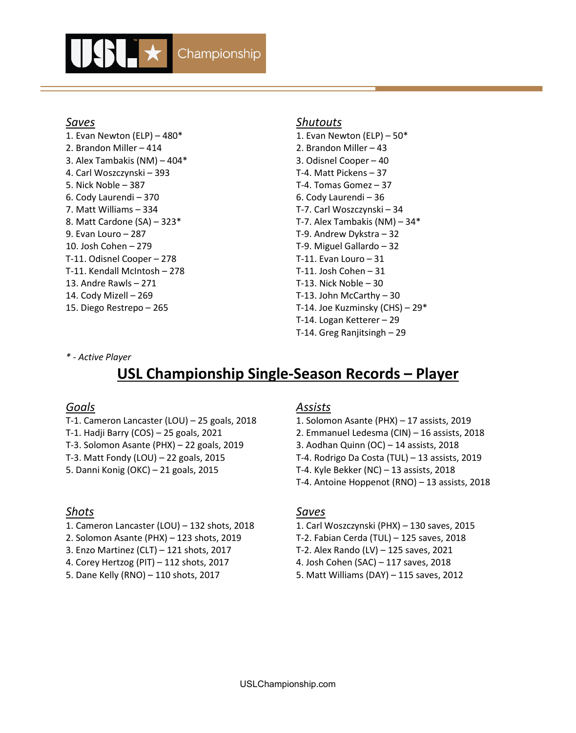### Saves

1. Evan Newton (ELP) – 480*
2. Brandon Miller – 414
3. Alex Tambakis (NM) – 404*
4. Carl Woszczynski – 393
5. Nick Noble – 387
6. Cody Laurendi – 370
7. Matt Williams – 334
8. Matt Cardone (SA) – 323*
9. Evan Louro – 287
10. Josh Cohen – 279

T-11. Odisnel Cooper – 278
T-11. Kendall McIntosh – 278
13. Andre Rawls – 271
14. Cody Mizell – 269
15. Diego Restrepo – 265

### Shutouts

1. Evan Newton (ELP) – 50*
2. Brandon Miller – 43
3. Odisnel Cooper – 40

T-4. Matt Pickens – 37
T-4. Tomas Gomez – 37
6. Cody Laurendi – 36
T-7. Carl Woszczynski – 34
T-7. Alex Tambakis (NM) – 34*
T-9. Andrew Dykstra – 32
T-9. Miguel Gallardo – 32
T-11. Evan Louro – 31
T-11. Josh Cohen – 31
T-13. Nick Noble – 30
T-13. John McCarthy – 30
T-14. Joe Kuzminsky (CHS) – 29*
T-14. Logan Ketterer – 29
T-14. Greg Ranjitsingh – 29

*\* - Active Player*

## USL Championship Single-Season Records – Player

### Goals

T-1. Cameron Lancaster (LOU) – 25 goals, 2018
T-1. Hadji Barry (COS) – 25 goals, 2021
T-3. Solomon Asante (PHX) – 22 goals, 2019
T-3. Matt Fondy (LOU) – 22 goals, 2015
5. Danni Konig (OKC) – 21 goals, 2015

### Assists

1. Solomon Asante (PHX) – 17 assists, 2019
2. Emmanuel Ledesma (CIN) – 16 assists, 2018
3. Aodhan Quinn (OC) – 14 assists, 2018

T-4. Rodrigo Da Costa (TUL) – 13 assists, 2019
T-4. Kyle Bekker (NC) – 13 assists, 2018
T-4. Antoine Hoppenot (RNO) – 13 assists, 2018

### Shots

1. Cameron Lancaster (LOU) – 132 shots, 2018
2. Solomon Asante (PHX) – 123 shots, 2019
3. Enzo Martinez (CLT) – 121 shots, 2017
4. Corey Hertzog (PIT) – 112 shots, 2017
5. Dane Kelly (RNO) – 110 shots, 2017

### Saves

1. Carl Woszczynski (PHX) – 130 saves, 2015

T-2. Fabian Cerda (TUL) – 125 saves, 2018
T-2. Alex Rando (LV) – 125 saves, 2021
4. Josh Cohen (SAC) – 117 saves, 2018
5. Matt Williams (DAY) – 115 saves, 2012

USLChampionship.com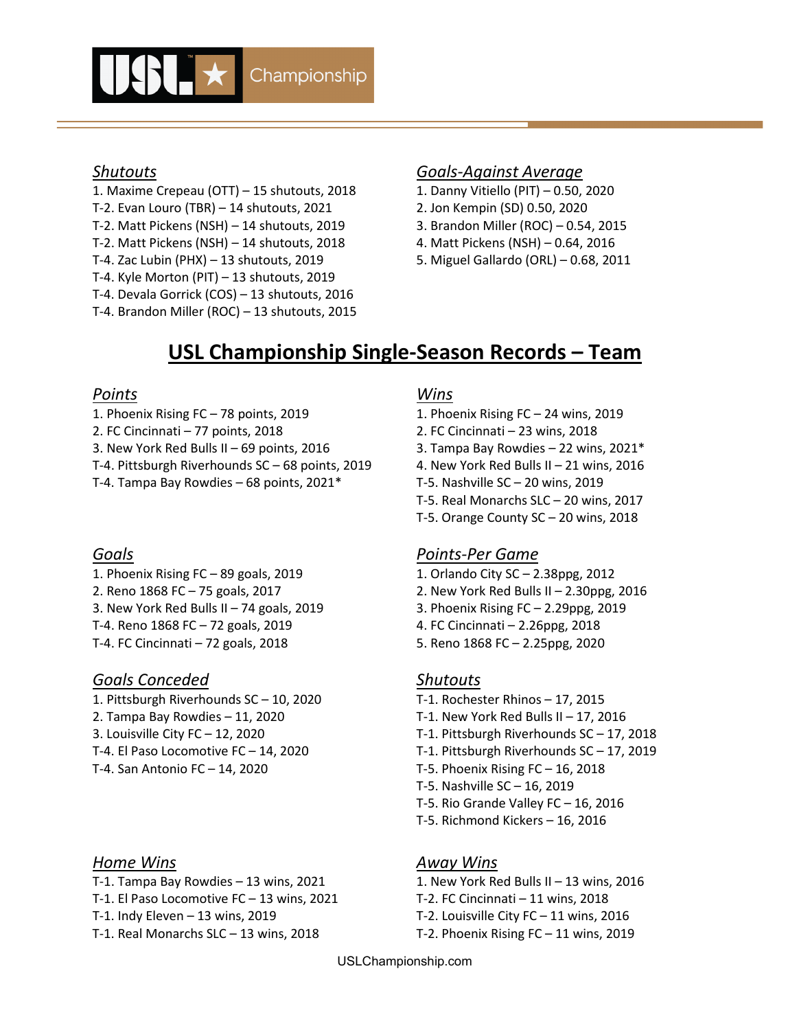### *Shutouts*

1. Maxime Crepeau (OTT) – 15 shutouts, 2018
T-2. Evan Louro (TBR) – 14 shutouts, 2021
T-2. Matt Pickens (NSH) – 14 shutouts, 2019
T-2. Matt Pickens (NSH) – 14 shutouts, 2018
T-4. Zac Lubin (PHX) – 13 shutouts, 2019
T-4. Kyle Morton (PIT) – 13 shutouts, 2019
T-4. Devala Gorrick (COS) – 13 shutouts, 2016
T-4. Brandon Miller (ROC) – 13 shutouts, 2015

### *Goals-Against Average*

1. Danny Vitiello (PIT) – 0.50, 2020
2. Jon Kempin (SD) 0.50, 2020
3. Brandon Miller (ROC) – 0.54, 2015
4. Matt Pickens (NSH) – 0.64, 2016
5. Miguel Gallardo (ORL) – 0.68, 2011

## USL Championship Single-Season Records – Team

### *Points*

1. Phoenix Rising FC – 78 points, 2019
2. FC Cincinnati – 77 points, 2018
3. New York Red Bulls II – 69 points, 2016
T-4. Pittsburgh Riverhounds SC – 68 points, 2019
T-4. Tampa Bay Rowdies – 68 points, 2021*

### *Wins*

1. Phoenix Rising FC – 24 wins, 2019
2. FC Cincinnati – 23 wins, 2018
3. Tampa Bay Rowdies – 22 wins, 2021*
4. New York Red Bulls II – 21 wins, 2016
T-5. Nashville SC – 20 wins, 2019
T-5. Real Monarchs SLC – 20 wins, 2017
T-5. Orange County SC – 20 wins, 2018

### *Goals*

1. Phoenix Rising FC – 89 goals, 2019
2. Reno 1868 FC – 75 goals, 2017
3. New York Red Bulls II – 74 goals, 2019
T-4. Reno 1868 FC – 72 goals, 2019
T-4. FC Cincinnati – 72 goals, 2018

### *Points-Per Game*

1. Orlando City SC – 2.38ppg, 2012
2. New York Red Bulls II – 2.30ppg, 2016
3. Phoenix Rising FC – 2.29ppg, 2019
4. FC Cincinnati – 2.26ppg, 2018
5. Reno 1868 FC – 2.25ppg, 2020

### *Goals Conceded*

1. Pittsburgh Riverhounds SC – 10, 2020
2. Tampa Bay Rowdies – 11, 2020
3. Louisville City FC – 12, 2020
T-4. El Paso Locomotive FC – 14, 2020
T-4. San Antonio FC – 14, 2020

### *Shutouts*

T-1. Rochester Rhinos – 17, 2015
T-1. New York Red Bulls II – 17, 2016
T-1. Pittsburgh Riverhounds SC – 17, 2018
T-1. Pittsburgh Riverhounds SC – 17, 2019
T-5. Phoenix Rising FC – 16, 2018
T-5. Nashville SC – 16, 2019
T-5. Rio Grande Valley FC – 16, 2016
T-5. Richmond Kickers – 16, 2016

### *Home Wins*

T-1. Tampa Bay Rowdies – 13 wins, 2021
T-1. El Paso Locomotive FC – 13 wins, 2021
T-1. Indy Eleven – 13 wins, 2019
T-1. Real Monarchs SLC – 13 wins, 2018

### *Away Wins*

1. New York Red Bulls II – 13 wins, 2016
T-2. FC Cincinnati – 11 wins, 2018
T-2. Louisville City FC – 11 wins, 2016
T-2. Phoenix Rising FC – 11 wins, 2019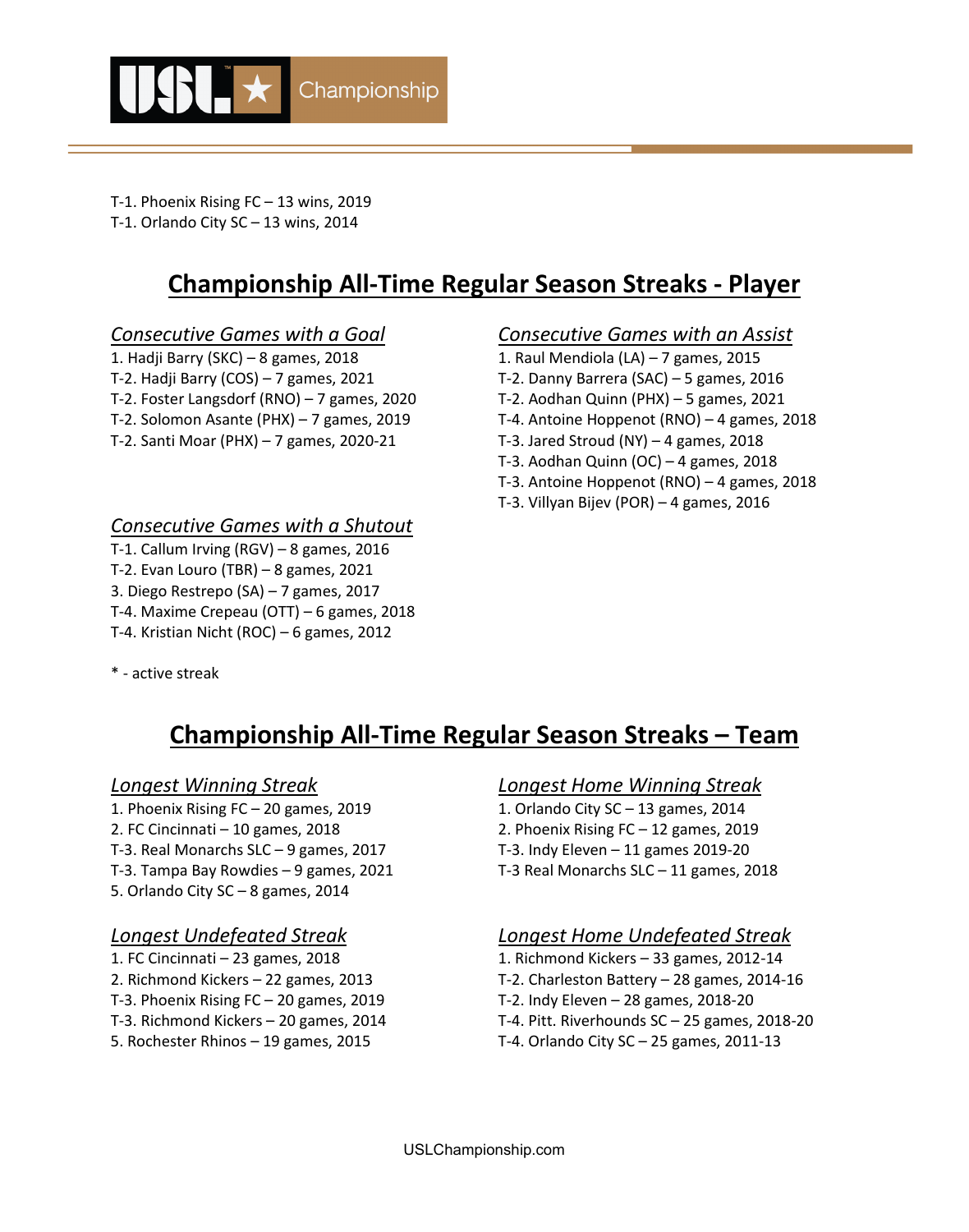T-1. Phoenix Rising FC – 13 wins, 2019
T-1. Orlando City SC – 13 wins, 2014

## Championship All-Time Regular Season Streaks - Player

### *Consecutive Games with a Goal*

1. Hadji Barry (SKC) – 8 games, 2018
T-2. Hadji Barry (COS) – 7 games, 2021
T-2. Foster Langsdorf (RNO) – 7 games, 2020
T-2. Solomon Asante (PHX) – 7 games, 2019
T-2. Santi Moar (PHX) – 7 games, 2020-21

### *Consecutive Games with an Assist*

1. Raul Mendiola (LA) – 7 games, 2015
T-2. Danny Barrera (SAC) – 5 games, 2016
T-2. Aodhan Quinn (PHX) – 5 games, 2021
T-4. Antoine Hoppenot (RNO) – 4 games, 2018
T-3. Jared Stroud (NY) – 4 games, 2018
T-3. Aodhan Quinn (OC) – 4 games, 2018
T-3. Antoine Hoppenot (RNO) – 4 games, 2018
T-3. Villyan Bijev (POR) – 4 games, 2016

### *Consecutive Games with a Shutout*

T-1. Callum Irving (RGV) – 8 games, 2016
T-2. Evan Louro (TBR) – 8 games, 2021
3. Diego Restrepo (SA) – 7 games, 2017
T-4. Maxime Crepeau (OTT) – 6 games, 2018
T-4. Kristian Nicht (ROC) – 6 games, 2012

* - active streak

## Championship All-Time Regular Season Streaks – Team

### *Longest Winning Streak*

1. Phoenix Rising FC – 20 games, 2019
2. FC Cincinnati – 10 games, 2018
T-3. Real Monarchs SLC – 9 games, 2017
T-3. Tampa Bay Rowdies – 9 games, 2021
5. Orlando City SC – 8 games, 2014

### *Longest Home Winning Streak*

1. Orlando City SC – 13 games, 2014
2. Phoenix Rising FC – 12 games, 2019
T-3. Indy Eleven – 11 games 2019-20
T-3 Real Monarchs SLC – 11 games, 2018

### *Longest Undefeated Streak*

1. FC Cincinnati – 23 games, 2018
2. Richmond Kickers – 22 games, 2013
T-3. Phoenix Rising FC – 20 games, 2019
T-3. Richmond Kickers – 20 games, 2014
5. Rochester Rhinos – 19 games, 2015

### *Longest Home Undefeated Streak*

1. Richmond Kickers – 33 games, 2012-14
T-2. Charleston Battery – 28 games, 2014-16
T-2. Indy Eleven – 28 games, 2018-20
T-4. Pitt. Riverhounds SC – 25 games, 2018-20
T-4. Orlando City SC – 25 games, 2011-13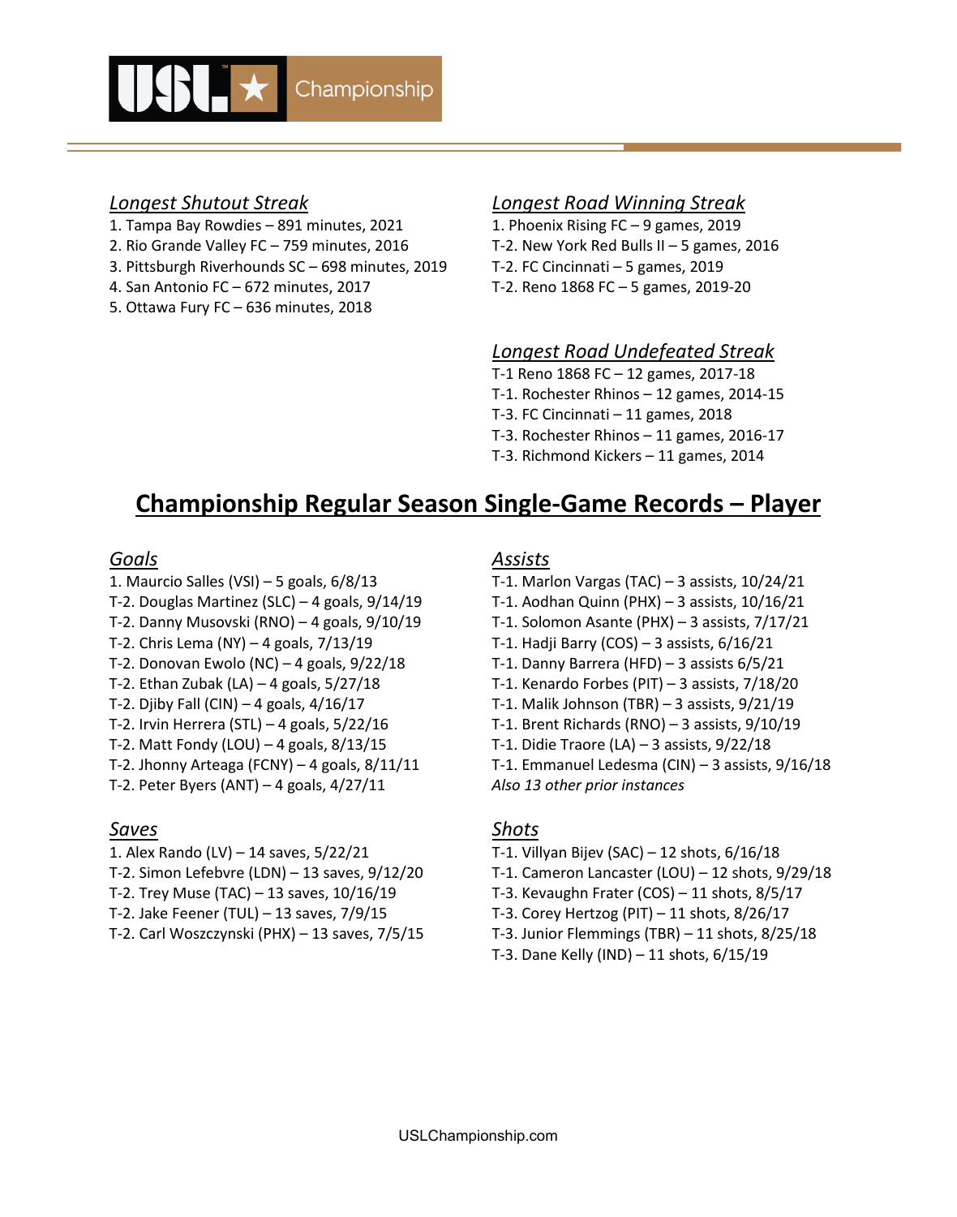### *Longest Shutout Streak*

1. Tampa Bay Rowdies – 891 minutes, 2021
2. Rio Grande Valley FC – 759 minutes, 2016
3. Pittsburgh Riverhounds SC – 698 minutes, 2019
4. San Antonio FC – 672 minutes, 2017
5. Ottawa Fury FC – 636 minutes, 2018

### *Longest Road Winning Streak*

1. Phoenix Rising FC – 9 games, 2019

T-2. New York Red Bulls II – 5 games, 2016
T-2. FC Cincinnati – 5 games, 2019
T-2. Reno 1868 FC – 5 games, 2019-20

### *Longest Road Undefeated Streak*

T-1 Reno 1868 FC – 12 games, 2017-18
T-1. Rochester Rhinos – 12 games, 2014-15
T-3. FC Cincinnati – 11 games, 2018
T-3. Rochester Rhinos – 11 games, 2016-17
T-3. Richmond Kickers – 11 games, 2014

## Championship Regular Season Single-Game Records – Player

### *Goals*

1. Maurcio Salles (VSI) – 5 goals, 6/8/13

T-2. Douglas Martinez (SLC) – 4 goals, 9/14/19
T-2. Danny Musovski (RNO) – 4 goals, 9/10/19
T-2. Chris Lema (NY) – 4 goals, 7/13/19
T-2. Donovan Ewolo (NC) – 4 goals, 9/22/18
T-2. Ethan Zubak (LA) – 4 goals, 5/27/18
T-2. Djiby Fall (CIN) – 4 goals, 4/16/17
T-2. Irvin Herrera (STL) – 4 goals, 5/22/16
T-2. Matt Fondy (LOU) – 4 goals, 8/13/15
T-2. Jhonny Arteaga (FCNY) – 4 goals, 8/11/11
T-2. Peter Byers (ANT) – 4 goals, 4/27/11

### *Assists*

T-1. Marlon Vargas (TAC) – 3 assists, 10/24/21
T-1. Aodhan Quinn (PHX) – 3 assists, 10/16/21
T-1. Solomon Asante (PHX) – 3 assists, 7/17/21
T-1. Hadji Barry (COS) – 3 assists, 6/16/21
T-1. Danny Barrera (HFD) – 3 assists 6/5/21
T-1. Kenardo Forbes (PIT) – 3 assists, 7/18/20
T-1. Malik Johnson (TBR) – 3 assists, 9/21/19
T-1. Brent Richards (RNO) – 3 assists, 9/10/19
T-1. Didie Traore (LA) – 3 assists, 9/22/18
T-1. Emmanuel Ledesma (CIN) – 3 assists, 9/16/18
*Also 13 other prior instances*

### *Saves*

1. Alex Rando (LV) – 14 saves, 5/22/21

T-2. Simon Lefebvre (LDN) – 13 saves, 9/12/20
T-2. Trey Muse (TAC) – 13 saves, 10/16/19
T-2. Jake Feener (TUL) – 13 saves, 7/9/15
T-2. Carl Woszczynski (PHX) – 13 saves, 7/5/15

### *Shots*

T-1. Villyan Bijev (SAC) – 12 shots, 6/16/18
T-1. Cameron Lancaster (LOU) – 12 shots, 9/29/18
T-3. Kevaughn Frater (COS) – 11 shots, 8/5/17
T-3. Corey Hertzog (PIT) – 11 shots, 8/26/17
T-3. Junior Flemmings (TBR) – 11 shots, 8/25/18
T-3. Dane Kelly (IND) – 11 shots, 6/15/19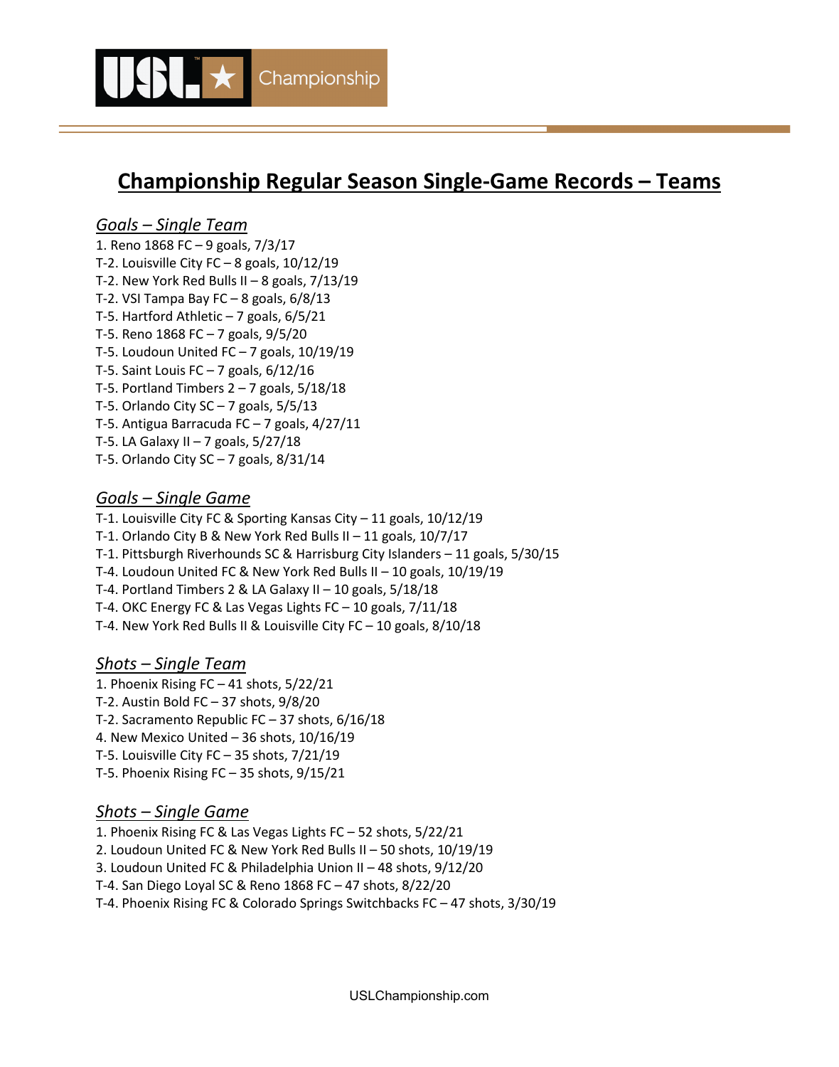# Championship Regular Season Single-Game Records – Teams

## *Goals – Single Team*

1. Reno 1868 FC – 9 goals, 7/3/17
T-2. Louisville City FC – 8 goals, 10/12/19
T-2. New York Red Bulls II – 8 goals, 7/13/19
T-2. VSI Tampa Bay FC – 8 goals, 6/8/13
T-5. Hartford Athletic – 7 goals, 6/5/21
T-5. Reno 1868 FC – 7 goals, 9/5/20
T-5. Loudoun United FC – 7 goals, 10/19/19
T-5. Saint Louis FC – 7 goals, 6/12/16
T-5. Portland Timbers 2 – 7 goals, 5/18/18
T-5. Orlando City SC – 7 goals, 5/5/13
T-5. Antigua Barracuda FC – 7 goals, 4/27/11
T-5. LA Galaxy II – 7 goals, 5/27/18
T-5. Orlando City SC – 7 goals, 8/31/14

## *Goals – Single Game*

T-1. Louisville City FC & Sporting Kansas City – 11 goals, 10/12/19
T-1. Orlando City B & New York Red Bulls II – 11 goals, 10/7/17
T-1. Pittsburgh Riverhounds SC & Harrisburg City Islanders – 11 goals, 5/30/15
T-4. Loudoun United FC & New York Red Bulls II – 10 goals, 10/19/19
T-4. Portland Timbers 2 & LA Galaxy II – 10 goals, 5/18/18
T-4. OKC Energy FC & Las Vegas Lights FC – 10 goals, 7/11/18
T-4. New York Red Bulls II & Louisville City FC – 10 goals, 8/10/18

## *Shots – Single Team*

1. Phoenix Rising FC – 41 shots, 5/22/21
T-2. Austin Bold FC – 37 shots, 9/8/20
T-2. Sacramento Republic FC – 37 shots, 6/16/18
4. New Mexico United – 36 shots, 10/16/19
T-5. Louisville City FC – 35 shots, 7/21/19
T-5. Phoenix Rising FC – 35 shots, 9/15/21

## *Shots – Single Game*

1. Phoenix Rising FC & Las Vegas Lights FC – 52 shots, 5/22/21
2. Loudoun United FC & New York Red Bulls II – 50 shots, 10/19/19
3. Loudoun United FC & Philadelphia Union II – 48 shots, 9/12/20
T-4. San Diego Loyal SC & Reno 1868 FC – 47 shots, 8/22/20
T-4. Phoenix Rising FC & Colorado Springs Switchbacks FC – 47 shots, 3/30/19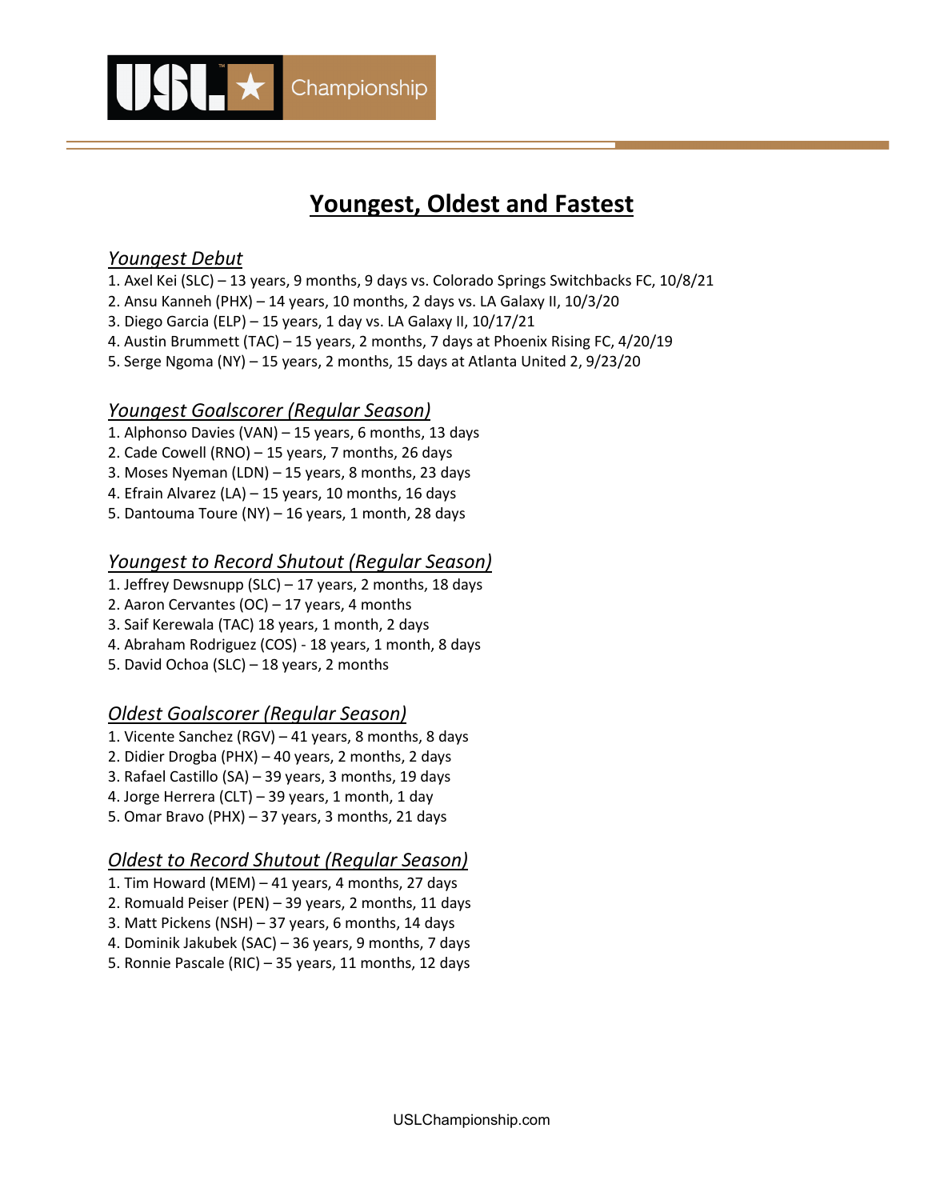# Youngest, Oldest and Fastest

## *Youngest Debut*

1. Axel Kei (SLC) – 13 years, 9 months, 9 days vs. Colorado Springs Switchbacks FC, 10/8/21
2. Ansu Kanneh (PHX) – 14 years, 10 months, 2 days vs. LA Galaxy II, 10/3/20
3. Diego Garcia (ELP) – 15 years, 1 day vs. LA Galaxy II, 10/17/21
4. Austin Brummett (TAC) – 15 years, 2 months, 7 days at Phoenix Rising FC, 4/20/19
5. Serge Ngoma (NY) – 15 years, 2 months, 15 days at Atlanta United 2, 9/23/20

## *Youngest Goalscorer (Regular Season)*

1. Alphonso Davies (VAN) – 15 years, 6 months, 13 days
2. Cade Cowell (RNO) – 15 years, 7 months, 26 days
3. Moses Nyeman (LDN) – 15 years, 8 months, 23 days
4. Efrain Alvarez (LA) – 15 years, 10 months, 16 days
5. Dantouma Toure (NY) – 16 years, 1 month, 28 days

## *Youngest to Record Shutout (Regular Season)*

1. Jeffrey Dewsnupp (SLC) – 17 years, 2 months, 18 days
2. Aaron Cervantes (OC) – 17 years, 4 months
3. Saif Kerewala (TAC) 18 years, 1 month, 2 days
4. Abraham Rodriguez (COS) - 18 years, 1 month, 8 days
5. David Ochoa (SLC) – 18 years, 2 months

## *Oldest Goalscorer (Regular Season)*

1. Vicente Sanchez (RGV) – 41 years, 8 months, 8 days
2. Didier Drogba (PHX) – 40 years, 2 months, 2 days
3. Rafael Castillo (SA) – 39 years, 3 months, 19 days
4. Jorge Herrera (CLT) – 39 years, 1 month, 1 day
5. Omar Bravo (PHX) – 37 years, 3 months, 21 days

## *Oldest to Record Shutout (Regular Season)*

1. Tim Howard (MEM) – 41 years, 4 months, 27 days
2. Romuald Peiser (PEN) – 39 years, 2 months, 11 days
3. Matt Pickens (NSH) – 37 years, 6 months, 14 days
4. Dominik Jakubek (SAC) – 36 years, 9 months, 7 days
5. Ronnie Pascale (RIC) – 35 years, 11 months, 12 days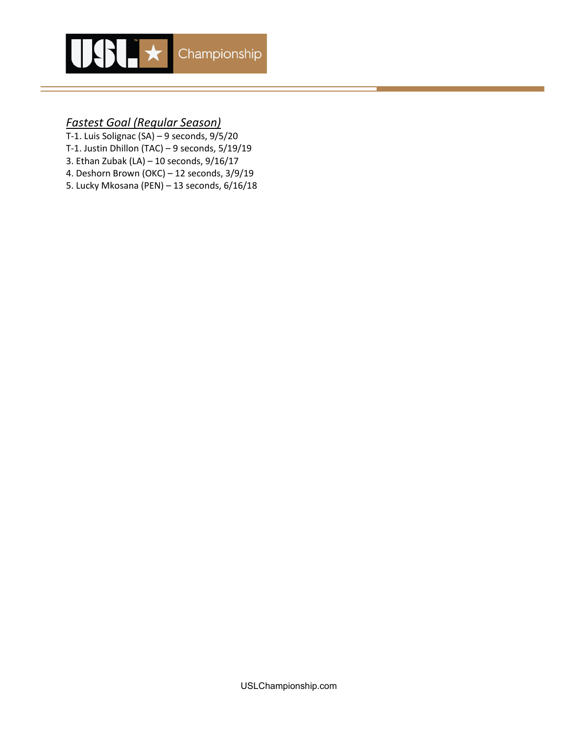*Fastest Goal (Regular Season)*

T-1. Luis Solignac (SA) – 9 seconds, 9/5/20
T-1. Justin Dhillon (TAC) – 9 seconds, 5/19/19
3. Ethan Zubak (LA) – 10 seconds, 9/16/17
4. Deshorn Brown (OKC) – 12 seconds, 3/9/19
5. Lucky Mkosana (PEN) – 13 seconds, 6/16/18